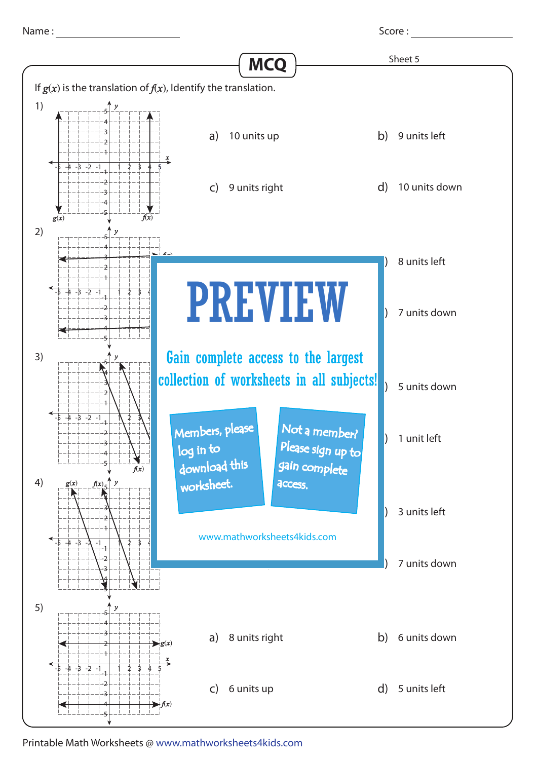Name : ______________________ Score : ____________________

## MCQ

Sheet 5

If $g(x)$ is the translation of $f(x)$, Identify the translation.

1)

a) 10 units up
b) 9 units left
c) 9 units right
d) 10 units down

2)

b) 8 units left
d) 7 units down

3)

b) 5 units down
d) 1 unit left

4)

b) 3 units left
d) 7 units down

5)

a) 8 units right
b) 6 units down
c) 6 units up
d) 5 units left

**PREVIEW**

Gain complete access to the largest collection of worksheets in all subjects!

Members, please log in to download this worksheet.

Not a member? Please sign up to gain complete access.

www.mathworksheets4kids.com

Printable Math Worksheets @ www.mathworksheets4kids.com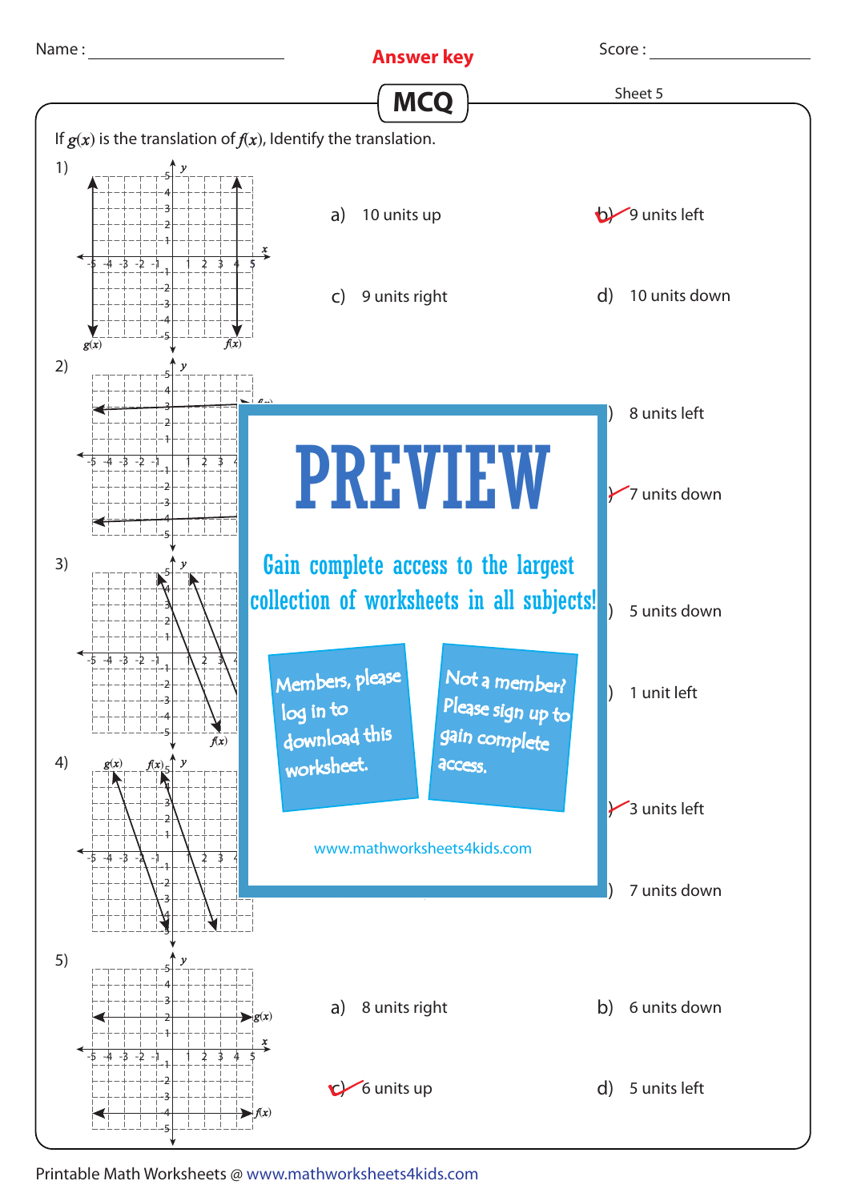Name : ______________________ **Answer key** Score : ______________________

## MCQ

Sheet 5

If $g(x)$ is the translation of $f(x)$, Identify the translation.

1)

y
5
4
3
2
1
-5 -4 -3 -2 -1 1 2 3 4 5 x
-1
-2
-3
-4
-5
$g(x)$ $f(x)$

a) 10 units up

b) 9 units left ✓

c) 9 units right

d) 10 units down

2)

b) 8 units left

d) 7 units down ✓

3)

$f(x)$

b) 5 units down

d) 1 unit left

4)

$g(x)$ $f(x)$

b) 3 units left ✓

d) 7 units down

**PREVIEW**

Gain complete access to the largest collection of worksheets in all subjects!

Members, please log in to download this worksheet.

Not a member? Please sign up to gain complete access.

www.mathworksheets4kids.com

5)

y
5
4
3
2
1
-5 -4 -3 -2 -1 1 2 3 4 5 x
-1
-2
-3
-4
-5
$g(x)$
$f(x)$

a) 8 units right

b) 6 units down

c) 6 units up ✓

d) 5 units left

Printable Math Worksheets @ www.mathworksheets4kids.com